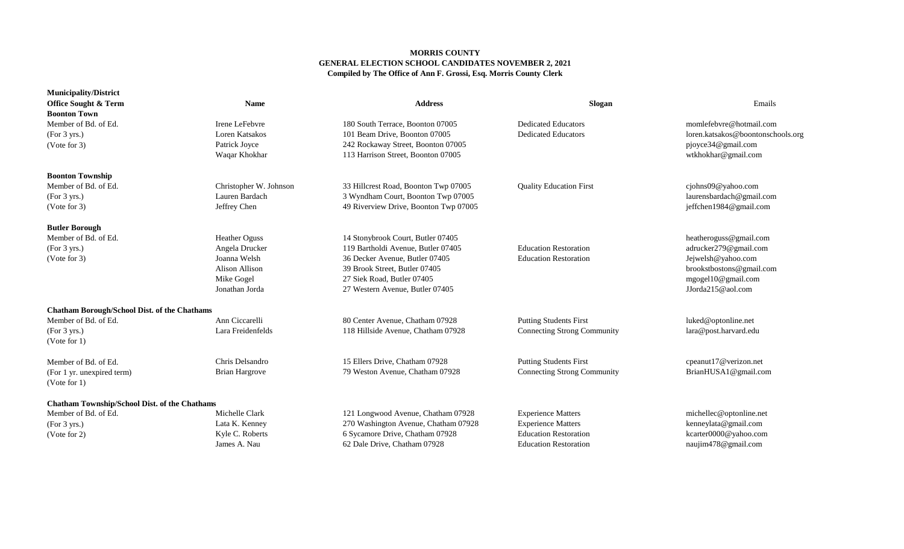**MORRIS COUNTY**
**GENERAL ELECTION SCHOOL CANDIDATES NOVEMBER 2, 2021**
**Compiled by The Office of Ann F. Grossi, Esq. Morris County Clerk**

| Municipality/District<br>Office Sought & Term | Name | Address | Slogan | Emails |
|---|---|---|---|---|
| **Boonton Town** | | | | |
| Member of Bd. of Ed. | Irene LeFebvre | 180 South Terrace, Boonton 07005 | Dedicated Educators | momlefebvre@hotmail.com |
| (For 3 yrs.) | Loren Katsakos | 101 Beam Drive, Boonton 07005 | Dedicated Educators | loren.katsakos@boontonschools.org |
| (Vote for 3) | Patrick Joyce | 242 Rockaway Street, Boonton 07005 | | pjoyce34@gmail.com |
| | Waqar Khokhar | 113 Harrison Street, Boonton 07005 | | wtkhokhar@gmail.com |
| **Boonton Township** | | | | |
| Member of Bd. of Ed. | Christopher W. Johnson | 33 Hillcrest Road, Boonton Twp 07005 | Quality Education First | cjohns09@yahoo.com |
| (For 3 yrs.) | Lauren Bardach | 3 Wyndham Court, Boonton Twp 07005 | | laurensbardach@gmail.com |
| (Vote for 3) | Jeffrey Chen | 49 Riverview Drive, Boonton Twp 07005 | | jeffchen1984@gmail.com |
| **Butler Borough** | | | | |
| Member of Bd. of Ed. | Heather Oguss | 14 Stonybrook Court, Butler 07405 | | heatheroguss@gmail.com |
| (For 3 yrs.) | Angela Drucker | 119 Bartholdi Avenue, Butler 07405 | Education Restoration | adrucker279@gmail.com |
| (Vote for 3) | Joanna Welsh | 36 Decker Avenue, Butler 07405 | Education Restoration | Jejwelsh@yahoo.com |
| | Alison Allison | 39 Brook Street, Butler 07405 | | brookstbostons@gmail.com |
| | Mike Gogel | 27 Siek Road, Butler 07405 | | mgogel10@gmail.com |
| | Jonathan Jorda | 27 Western Avenue, Butler 07405 | | JJorda215@aol.com |
| **Chatham Borough/School Dist. of the Chathams** | | | | |
| Member of Bd. of Ed. | Ann Ciccarelli | 80 Center Avenue, Chatham 07928 | Putting Students First | luked@optonline.net |
| (For 3 yrs.) | Lara Freidenfelds | 118 Hillside Avenue, Chatham 07928 | Connecting Strong Community | lara@post.harvard.edu |
| (Vote for 1) | | | | |
| Member of Bd. of Ed. | Chris Delsandro | 15 Ellers Drive, Chatham 07928 | Putting Students First | cpeanut17@verizon.net |
| (For 1 yr. unexpired term) | Brian Hargrove | 79 Weston Avenue, Chatham 07928 | Connecting Strong Community | BrianHUSA1@gmail.com |
| (Vote for 1) | | | | |
| **Chatham Township/School Dist. of the Chathams** | | | | |
| Member of Bd. of Ed. | Michelle Clark | 121 Longwood Avenue, Chatham 07928 | Experience Matters | michellec@optonline.net |
| (For 3 yrs.) | Lata K. Kenney | 270 Washington Avenue, Chatham 07928 | Experience Matters | kenneylata@gmail.com |
| (Vote for 2) | Kyle C. Roberts | 6 Sycamore Drive, Chatham 07928 | Education Restoration | kcarter0000@yahoo.com |
| | James A. Nau | 62 Dale Drive, Chatham 07928 | Education Restoration | naujim478@gmail.com |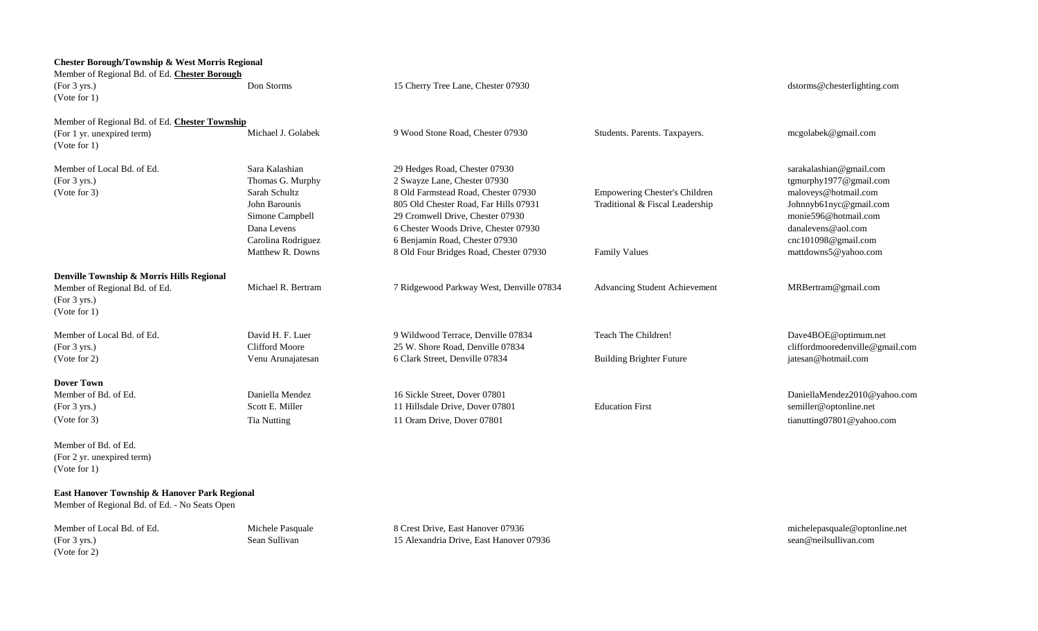**Chester Borough/Township & West Morris Regional**

Member of Regional Bd. of Ed. **Chester Borough**

| | | | | |
|---|---|---|---|---|
| (For 3 yrs.)<br>(Vote for 1) | Don Storms | 15 Cherry Tree Lane, Chester 07930 | | dstorms@chesterlighting.com |

Member of Regional Bd. of Ed. **Chester Township**

| | | | | |
|---|---|---|---|---|
| (For 1 yr. unexpired term)<br>(Vote for 1) | Michael J. Golabek | 9 Wood Stone Road, Chester 07930 | Students. Parents. Taxpayers. | mcgolabek@gmail.com |

| | | | | |
|---|---|---|---|---|
| Member of Local Bd. of Ed. | Sara Kalashian | 29 Hedges Road, Chester 07930 | | sarakalashian@gmail.com |
| (For 3 yrs.) | Thomas G. Murphy | 2 Swayze Lane, Chester 07930 | | tgmurphy1977@gmail.com |
| (Vote for 3) | Sarah Schultz | 8 Old Farmstead Road, Chester 07930 | Empowering Chester's Children | maloveys@hotmail.com |
| | John Barounis | 805 Old Chester Road, Far Hills 07931 | Traditional & Fiscal Leadership | Johnnyb61nyc@gmail.com |
| | Simone Campbell | 29 Cromwell Drive, Chester 07930 | | monie596@hotmail.com |
| | Dana Levens | 6 Chester Woods Drive, Chester 07930 | | danalevens@aol.com |
| | Carolina Rodriguez | 6 Benjamin Road, Chester 07930 | | cnc101098@gmail.com |
| | Matthew R. Downs | 8 Old Four Bridges Road, Chester 07930 | Family Values | mattdowns5@yahoo.com |

**Denville Township & Morris Hills Regional**

| | | | | |
|---|---|---|---|---|
| Member of Regional Bd. of Ed.<br>(For 3 yrs.)<br>(Vote for 1) | Michael R. Bertram | 7 Ridgewood Parkway West, Denville 07834 | Advancing Student Achievement | MRBertram@gmail.com |

| | | | | |
|---|---|---|---|---|
| Member of Local Bd. of Ed. | David H. F. Luer | 9 Wildwood Terrace, Denville 07834 | Teach The Children! | Dave4BOE@optimum.net |
| (For 3 yrs.) | Clifford Moore | 25 W. Shore Road, Denville 07834 | | cliffordmooredenville@gmail.com |
| (Vote for 2) | Venu Arunajatesan | 6 Clark Street, Denville 07834 | Building Brighter Future | jatesan@hotmail.com |

**Dover Town**

| | | | | |
|---|---|---|---|---|
| Member of Bd. of Ed. | Daniella Mendez | 16 Sickle Street, Dover 07801 | | DaniellaMendez2010@yahoo.com |
| (For 3 yrs.) | Scott E. Miller | 11 Hillsdale Drive, Dover 07801 | Education First | semiller@optonline.net |
| (Vote for 3) | Tia Nutting | 11 Oram Drive, Dover 07801 | | tianutting07801@yahoo.com |

Member of Bd. of Ed.
(For 2 yr. unexpired term)
(Vote for 1)

**East Hanover Township & Hanover Park Regional**

Member of Regional Bd. of Ed. - No Seats Open

| | | | | |
|---|---|---|---|---|
| Member of Local Bd. of Ed. | Michele Pasquale | 8 Crest Drive, East Hanover 07936 | | michelepasquale@optonline.net |
| (For 3 yrs.) | Sean Sullivan | 15 Alexandria Drive, East Hanover 07936 | | sean@neilsullivan.com |
| (Vote for 2) | | | | |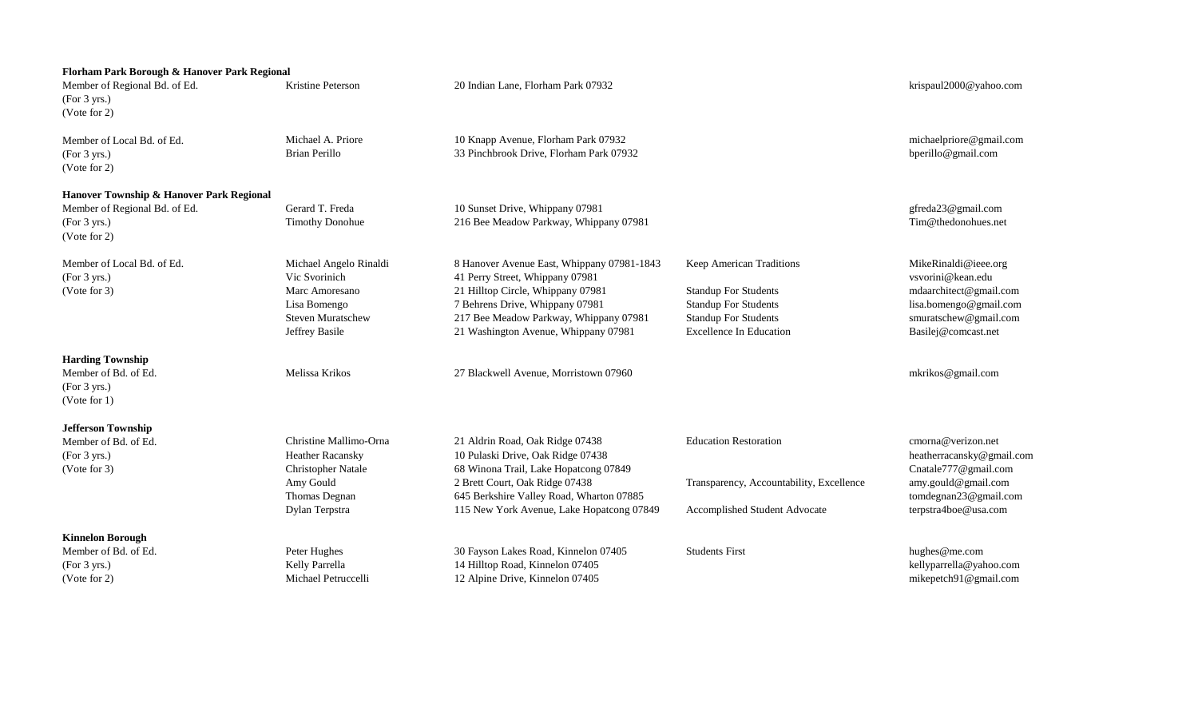**Florham Park Borough & Hanover Park Regional**

| Office | Candidate | Address | Slogan | Email |
|---|---|---|---|---|
| Member of Regional Bd. of Ed. (For 3 yrs.) (Vote for 2) | Kristine Peterson | 20 Indian Lane, Florham Park 07932 | | krispaul2000@yahoo.com |
| Member of Local Bd. of Ed. (For 3 yrs.) (Vote for 2) | Michael A. Priore | 10 Knapp Avenue, Florham Park 07932 | | michaelpriore@gmail.com |
| | Brian Perillo | 33 Pinchbrook Drive, Florham Park 07932 | | bperillo@gmail.com |

**Hanover Township & Hanover Park Regional**

| Office | Candidate | Address | Slogan | Email |
|---|---|---|---|---|
| Member of Regional Bd. of Ed. (For 3 yrs.) (Vote for 2) | Gerard T. Freda | 10 Sunset Drive, Whippany 07981 | | gfreda23@gmail.com |
| | Timothy Donohue | 216 Bee Meadow Parkway, Whippany 07981 | | Tim@thedonohues.net |
| Member of Local Bd. of Ed. (For 3 yrs.) (Vote for 3) | Michael Angelo Rinaldi | 8 Hanover Avenue East, Whippany 07981-1843 | Keep American Traditions | MikeRinaldi@ieee.org |
| | Vic Svorinich | 41 Perry Street, Whippany 07981 | | vsvorini@kean.edu |
| | Marc Amoresano | 21 Hilltop Circle, Whippany 07981 | Standup For Students | mdaarchitect@gmail.com |
| | Lisa Bomengo | 7 Behrens Drive, Whippany 07981 | Standup For Students | lisa.bomengo@gmail.com |
| | Steven Muratschew | 217 Bee Meadow Parkway, Whippany 07981 | Standup For Students | smuratschew@gmail.com |
| | Jeffrey Basile | 21 Washington Avenue, Whippany 07981 | Excellence In Education | Basilej@comcast.net |

**Harding Township**

| Office | Candidate | Address | Slogan | Email |
|---|---|---|---|---|
| Member of Bd. of Ed. (For 3 yrs.) (Vote for 1) | Melissa Krikos | 27 Blackwell Avenue, Morristown 07960 | | mkrikos@gmail.com |

**Jefferson Township**

| Office | Candidate | Address | Slogan | Email |
|---|---|---|---|---|
| Member of Bd. of Ed. (For 3 yrs.) (Vote for 3) | Christine Mallimo-Orna | 21 Aldrin Road, Oak Ridge 07438 | Education Restoration | cmorna@verizon.net |
| | Heather Racansky | 10 Pulaski Drive, Oak Ridge 07438 | | heatherracansky@gmail.com |
| | Christopher Natale | 68 Winona Trail, Lake Hopatcong 07849 | | Cnatale777@gmail.com |
| | Amy Gould | 2 Brett Court, Oak Ridge 07438 | Transparency, Accountability, Excellence | amy.gould@gmail.com |
| | Thomas Degnan | 645 Berkshire Valley Road, Wharton 07885 | | tomdegnan23@gmail.com |
| | Dylan Terpstra | 115 New York Avenue, Lake Hopatcong 07849 | Accomplished Student Advocate | terpstra4boe@usa.com |

**Kinnelon Borough**

| Office | Candidate | Address | Slogan | Email |
|---|---|---|---|---|
| Member of Bd. of Ed. (For 3 yrs.) (Vote for 2) | Peter Hughes | 30 Fayson Lakes Road, Kinnelon 07405 | Students First | hughes@me.com |
| | Kelly Parrella | 14 Hilltop Road, Kinnelon 07405 | | kellyparrella@yahoo.com |
| | Michael Petruccelli | 12 Alpine Drive, Kinnelon 07405 | | mikepetch91@gmail.com |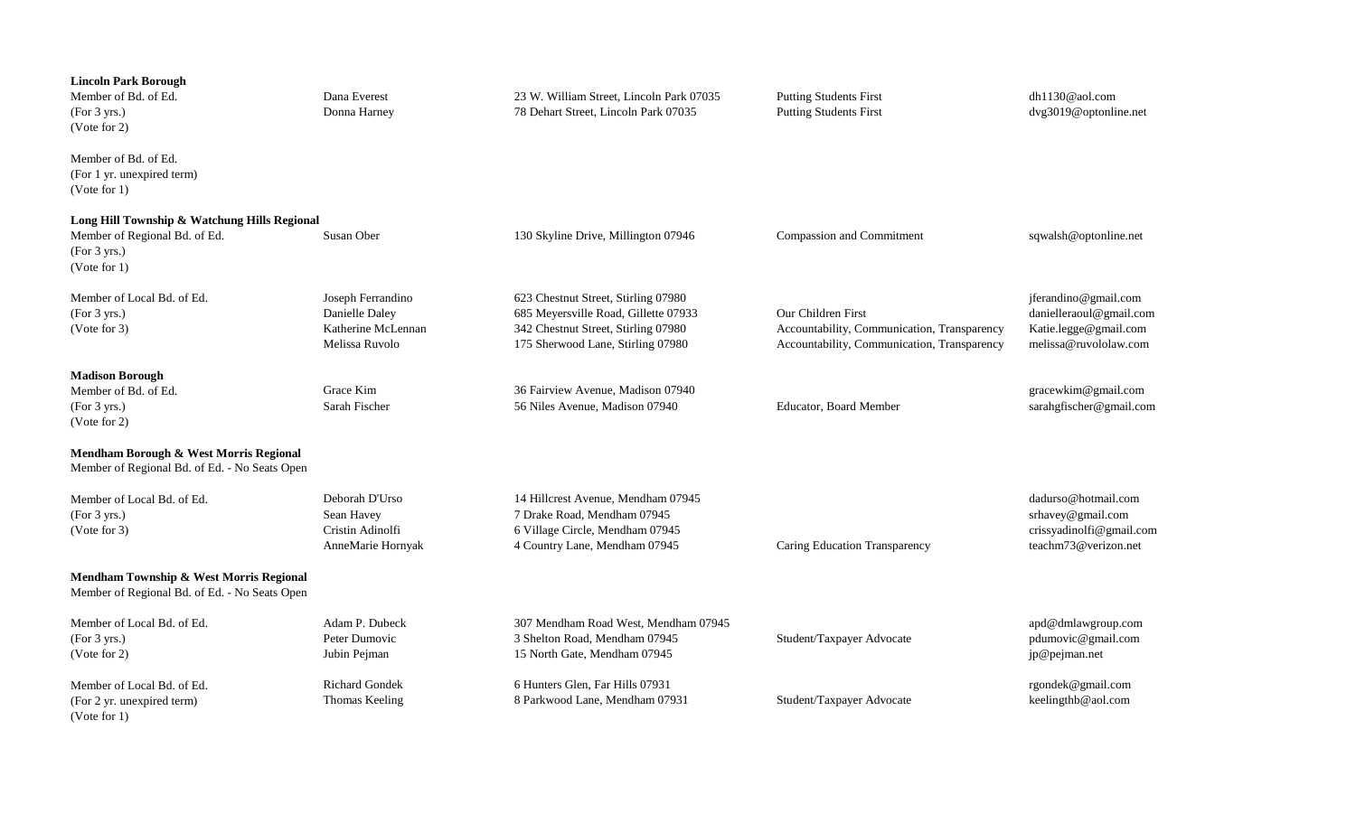**Lincoln Park Borough**

| Office | Candidate | Address | Slogan | Email |
|---|---|---|---|---|
| Member of Bd. of Ed. (For 3 yrs.) (Vote for 2) | Dana Everest | 23 W. William Street, Lincoln Park 07035 | Putting Students First | dh1130@aol.com |
| | Donna Harney | 78 Dehart Street, Lincoln Park 07035 | Putting Students First | dvg3019@optonline.net |
| Member of Bd. of Ed. (For 1 yr. unexpired term) (Vote for 1) | | | | |

**Long Hill Township & Watchung Hills Regional**

| Office | Candidate | Address | Slogan | Email |
|---|---|---|---|---|
| Member of Regional Bd. of Ed. (For 3 yrs.) (Vote for 1) | Susan Ober | 130 Skyline Drive, Millington 07946 | Compassion and Commitment | sqwalsh@optonline.net |
| Member of Local Bd. of Ed. (For 3 yrs.) (Vote for 3) | Joseph Ferrandino | 623 Chestnut Street, Stirling 07980 | | jferandino@gmail.com |
| | Danielle Daley | 685 Meyersville Road, Gillette 07933 | Our Children First | danielleraoul@gmail.com |
| | Katherine McLennan | 342 Chestnut Street, Stirling 07980 | Accountability, Communication, Transparency | Katie.legge@gmail.com |
| | Melissa Ruvolo | 175 Sherwood Lane, Stirling 07980 | Accountability, Communication, Transparency | melissa@ruvololaw.com |

**Madison Borough**

| Office | Candidate | Address | Slogan | Email |
|---|---|---|---|---|
| Member of Bd. of Ed. (For 3 yrs.) (Vote for 2) | Grace Kim | 36 Fairview Avenue, Madison 07940 | | gracewkim@gmail.com |
| | Sarah Fischer | 56 Niles Avenue, Madison 07940 | Educator, Board Member | sarahgfischer@gmail.com |

**Mendham Borough & West Morris Regional**

Member of Regional Bd. of Ed. - No Seats Open

| Office | Candidate | Address | Slogan | Email |
|---|---|---|---|---|
| Member of Local Bd. of Ed. (For 3 yrs.) (Vote for 3) | Deborah D'Urso | 14 Hillcrest Avenue, Mendham 07945 | | dadurso@hotmail.com |
| | Sean Havey | 7 Drake Road, Mendham 07945 | | srhavey@gmail.com |
| | Cristin Adinolfi | 6 Village Circle, Mendham 07945 | | crissyadinolfi@gmail.com |
| | AnneMarie Hornyak | 4 Country Lane, Mendham 07945 | Caring Education Transparency | teachm73@verizon.net |

**Mendham Township & West Morris Regional**

Member of Regional Bd. of Ed. - No Seats Open

| Office | Candidate | Address | Slogan | Email |
|---|---|---|---|---|
| Member of Local Bd. of Ed. (For 3 yrs.) (Vote for 2) | Adam P. Dubeck | 307 Mendham Road West, Mendham 07945 | | apd@dmlawgroup.com |
| | Peter Dumovic | 3 Shelton Road, Mendham 07945 | Student/Taxpayer Advocate | pdumovic@gmail.com |
| | Jubin Pejman | 15 North Gate, Mendham 07945 | | jp@pejman.net |
| Member of Local Bd. of Ed. (For 2 yr. unexpired term) (Vote for 1) | Richard Gondek | 6 Hunters Glen, Far Hills 07931 | | rgondek@gmail.com |
| | Thomas Keeling | 8 Parkwood Lane, Mendham 07931 | Student/Taxpayer Advocate | keelingthb@aol.com |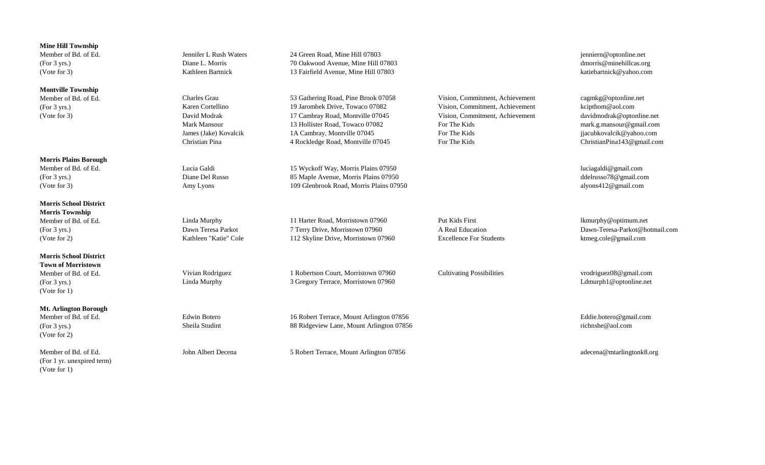| Office | Candidate | Address | Slogan | Email |
| --- | --- | --- | --- | --- |
| **Mine Hill Township** | | | | |
| Member of Bd. of Ed. | Jennifer L Rush Waters | 24 Green Road, Mine Hill 07803 | | jenniern@optonline.net |
| (For 3 yrs.) | Diane L. Morris | 70 Oakwood Avenue, Mine Hill 07803 | | dmorris@minehillcas.org |
| (Vote for 3) | Kathleen Bartnick | 13 Fairfield Avenue, Mine Hill 07803 | | katiebartnick@yahoo.com |
| **Montville Township** | | | | |
| Member of Bd. of Ed. | Charles Grau | 53 Gathering Road, Pine Brook 07058 | Vision, Commitment, Achievement | cagmkg@optonline.net |
| (For 3 yrs.) | Karen Cortellino | 19 Jarombek Drive, Towaco 07082 | Vision, Commitment, Achievement | kcipthom@aol.com |
| (Vote for 3) | David Modrak | 17 Cambray Road, Montville 07045 | Vision, Commitment, Achievement | davidmodrak@optonline.net |
| | Mark Mansour | 13 Hollister Road, Towaco 07082 | For The Kids | mark.g.mansour@gmail.com |
| | James (Jake) Kovalcik | 1A Cambray, Montville 07045 | For The Kids | jjacubkovalcik@yahoo.com |
| | Christian Pina | 4 Rockledge Road, Montville 07045 | For The Kids | ChristianPina143@gmail.com |
| **Morris Plains Borough** | | | | |
| Member of Bd. of Ed. | Lucia Galdi | 15 Wyckoff Way, Morris Plains 07950 | | luciagaldi@gmail.com |
| (For 3 yrs.) | Diane Del Russo | 85 Maple Avenue, Morris Plains 07950 | | ddelrusso78@gmail.com |
| (Vote for 3) | Amy Lyons | 109 Glenbrook Road, Morris Plains 07950 | | alyons412@gmail.com |
| **Morris School District Morris Township** | | | | |
| Member of Bd. of Ed. | Linda Murphy | 11 Harter Road, Morristown 07960 | Put Kids First | lkmurphy@optimum.net |
| (For 3 yrs.) | Dawn Teresa Parkot | 7 Terry Drive, Morristown 07960 | A Real Education | Dawn-Teresa-Parkot@hotmail.com |
| (Vote for 2) | Kathleen "Katie" Cole | 112 Skyline Drive, Morristown 07960 | Excellence For Students | ktmeg.cole@gmail.com |
| **Morris School District Town of Morristown** | | | | |
| Member of Bd. of Ed. | Vivian Rodriguez | 1 Robertson Court, Morristown 07960 | Cultivating Possibilities | vrodriguez08@gmail.com |
| (For 3 yrs.) | Linda Murphy | 3 Gregory Terrace, Morristown 07960 | | Ldmurph1@optonline.net |
| (Vote for 1) | | | | |
| **Mt. Arlington Borough** | | | | |
| Member of Bd. of Ed. | Edwin Botero | 16 Robert Terrace, Mount Arlington 07856 | | Eddie.botero@gmail.com |
| (For 3 yrs.) | Sheila Studint | 88 Ridgeview Lane, Mount Arlington 07856 | | richnshe@aol.com |
| (Vote for 2) | | | | |
| Member of Bd. of Ed. | John Albert Decena | 5 Robert Terrace, Mount Arlington 07856 | | adecena@mtarlingtonk8.org |
| (For 1 yr. unexpired term) | | | | |
| (Vote for 1) | | | | |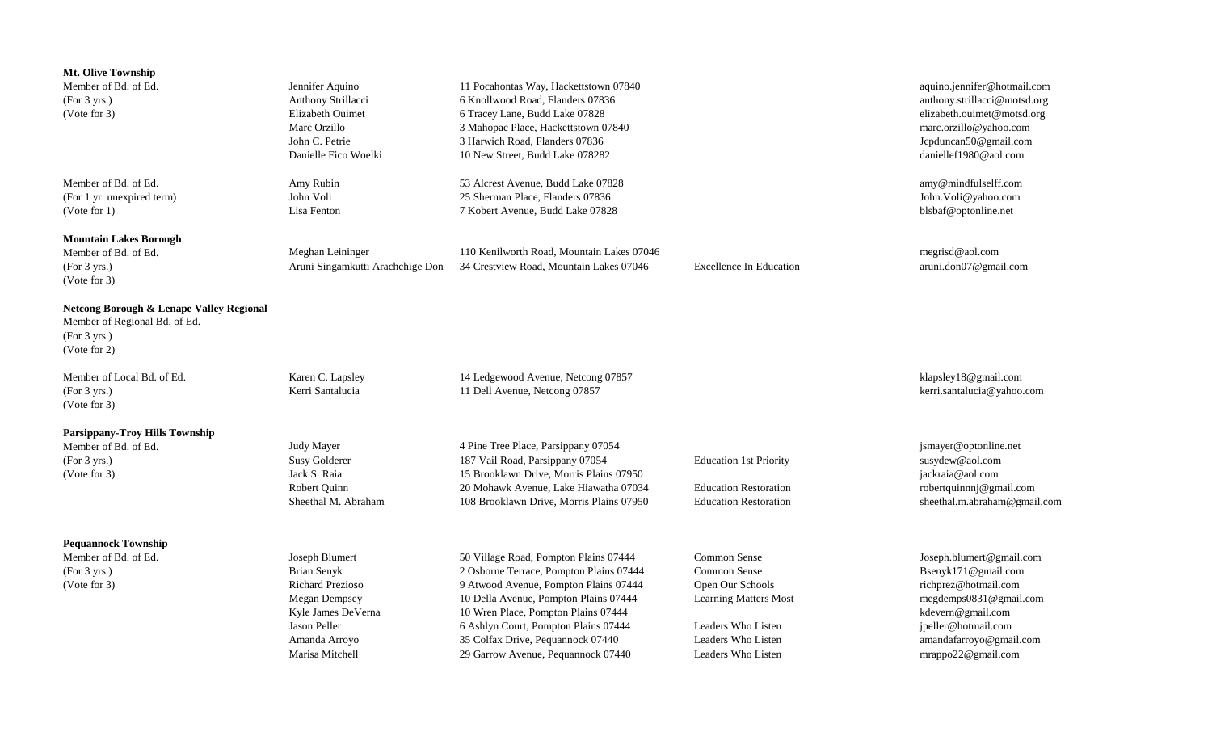| Office | Candidate | Address | Slogan | Email |
|---|---|---|---|---|
| **Mt. Olive Township** | | | | |
| Member of Bd. of Ed. | Jennifer Aquino | 11 Pocahontas Way, Hackettstown 07840 | | aquino.jennifer@hotmail.com |
| (For 3 yrs.) | Anthony Strillacci | 6 Knollwood Road, Flanders 07836 | | anthony.strillacci@motsd.org |
| (Vote for 3) | Elizabeth Ouimet | 6 Tracey Lane, Budd Lake 07828 | | elizabeth.ouimet@motsd.org |
| | Marc Orzillo | 3 Mahopac Place, Hackettstown 07840 | | marc.orzillo@yahoo.com |
| | John C. Petrie | 3 Harwich Road, Flanders 07836 | | Jcpduncan50@gmail.com |
| | Danielle Fico Woelki | 10 New Street, Budd Lake 078282 | | daniellef1980@aol.com |
| Member of Bd. of Ed. | Amy Rubin | 53 Alcrest Avenue, Budd Lake 07828 | | amy@mindfulselff.com |
| (For 1 yr. unexpired term) | John Voli | 25 Sherman Place, Flanders 07836 | | John.Voli@yahoo.com |
| (Vote for 1) | Lisa Fenton | 7 Kobert Avenue, Budd Lake 07828 | | blsbaf@optonline.net |
| **Mountain Lakes Borough** | | | | |
| Member of Bd. of Ed. | Meghan Leininger | 110 Kenilworth Road, Mountain Lakes 07046 | | megrisd@aol.com |
| (For 3 yrs.) | Aruni Singamkutti Arachchige Don | 34 Crestview Road, Mountain Lakes 07046 | Excellence In Education | aruni.don07@gmail.com |
| (Vote for 3) | | | | |
| **Netcong Borough & Lenape Valley Regional** | | | | |
| Member of Regional Bd. of Ed. | | | | |
| (For 3 yrs.) | | | | |
| (Vote for 2) | | | | |
| Member of Local Bd. of Ed. | Karen C. Lapsley | 14 Ledgewood Avenue, Netcong 07857 | | klapsley18@gmail.com |
| (For 3 yrs.) | Kerri Santalucia | 11 Dell Avenue, Netcong 07857 | | kerri.santalucia@yahoo.com |
| (Vote for 3) | | | | |
| **Parsippany-Troy Hills Township** | | | | |
| Member of Bd. of Ed. | Judy Mayer | 4 Pine Tree Place, Parsippany 07054 | | jsmayer@optonline.net |
| (For 3 yrs.) | Susy Golderer | 187 Vail Road, Parsippany 07054 | Education 1st Priority | susydew@aol.com |
| (Vote for 3) | Jack S. Raia | 15 Brooklawn Drive, Morris Plains 07950 | | jackraia@aol.com |
| | Robert Quinn | 20 Mohawk Avenue, Lake Hiawatha 07034 | Education Restoration | robertquinnnj@gmail.com |
| | Sheethal M. Abraham | 108 Brooklawn Drive, Morris Plains 07950 | Education Restoration | sheethal.m.abraham@gmail.com |
| **Pequannock Township** | | | | |
| Member of Bd. of Ed. | Joseph Blumert | 50 Village Road, Pompton Plains 07444 | Common Sense | Joseph.blumert@gmail.com |
| (For 3 yrs.) | Brian Senyk | 2 Osborne Terrace, Pompton Plains 07444 | Common Sense | Bsenyk171@gmail.com |
| (Vote for 3) | Richard Prezioso | 9 Atwood Avenue, Pompton Plains 07444 | Open Our Schools | richprez@hotmail.com |
| | Megan Dempsey | 10 Della Avenue, Pompton Plains 07444 | Learning Matters Most | megdemps0831@gmail.com |
| | Kyle James DeVerna | 10 Wren Place, Pompton Plains 07444 | | kdevern@gmail.com |
| | Jason Peller | 6 Ashlyn Court, Pompton Plains 07444 | Leaders Who Listen | jpeller@hotmail.com |
| | Amanda Arroyo | 35 Colfax Drive, Pequannock 07440 | Leaders Who Listen | amandafarroyo@gmail.com |
| | Marisa Mitchell | 29 Garrow Avenue, Pequannock 07440 | Leaders Who Listen | mrappo22@gmail.com |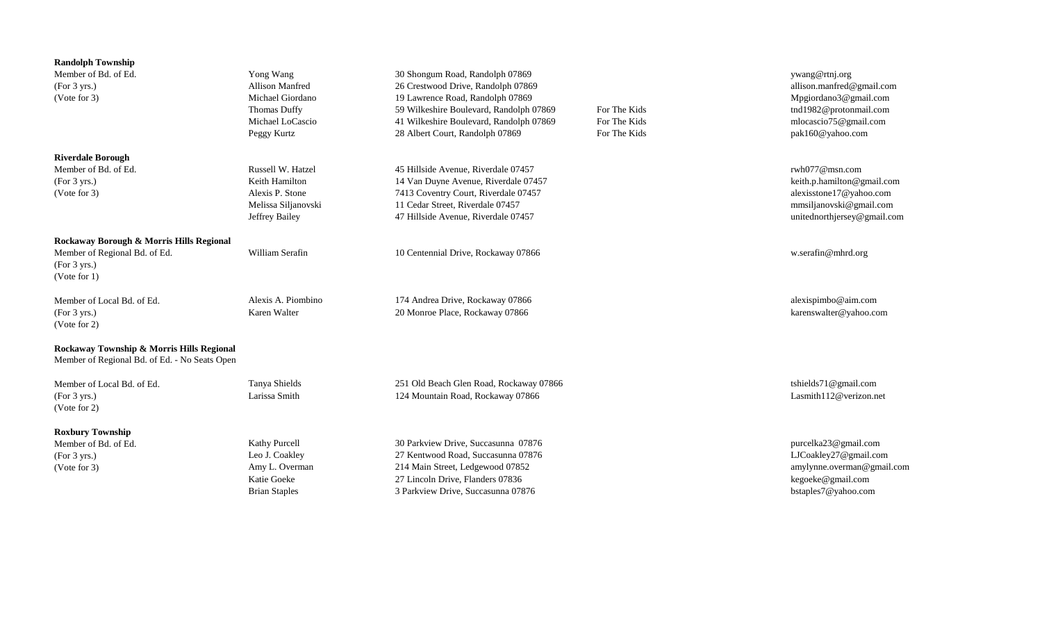| Office | Candidate | Address | Slogan | Email |
|---|---|---|---|---|
| **Randolph Township** | | | | |
| Member of Bd. of Ed. | Yong Wang | 30 Shongum Road, Randolph 07869 | | ywang@rtnj.org |
| (For 3 yrs.) | Allison Manfred | 26 Crestwood Drive, Randolph 07869 | | allison.manfred@gmail.com |
| (Vote for 3) | Michael Giordano | 19 Lawrence Road, Randolph 07869 | | Mpgiordano3@gmail.com |
| | Thomas Duffy | 59 Wilkeshire Boulevard, Randolph 07869 | For The Kids | tnd1982@protonmail.com |
| | Michael LoCascio | 41 Wilkeshire Boulevard, Randolph 07869 | For The Kids | mlocascio75@gmail.com |
| | Peggy Kurtz | 28 Albert Court, Randolph 07869 | For The Kids | pak160@yahoo.com |
| **Riverdale Borough** | | | | |
| Member of Bd. of Ed. | Russell W. Hatzel | 45 Hillside Avenue, Riverdale 07457 | | rwh077@msn.com |
| (For 3 yrs.) | Keith Hamilton | 14 Van Duyne Avenue, Riverdale 07457 | | keith.p.hamilton@gmail.com |
| (Vote for 3) | Alexis P. Stone | 7413 Coventry Court, Riverdale 07457 | | alexisstone17@yahoo.com |
| | Melissa Siljanovski | 11 Cedar Street, Riverdale 07457 | | mmsiljanovski@gmail.com |
| | Jeffrey Bailey | 47 Hillside Avenue, Riverdale 07457 | | unitednorthjersey@gmail.com |
| **Rockaway Borough & Morris Hills Regional** | | | | |
| Member of Regional Bd. of Ed. (For 3 yrs.) (Vote for 1) | William Serafin | 10 Centennial Drive, Rockaway 07866 | | w.serafin@mhrd.org |
| Member of Local Bd. of Ed. | Alexis A. Piombino | 174 Andrea Drive, Rockaway 07866 | | alexispimbo@aim.com |
| (For 3 yrs.) (Vote for 2) | Karen Walter | 20 Monroe Place, Rockaway 07866 | | karenswalter@yahoo.com |
| **Rockaway Township & Morris Hills Regional** | | | | |
| Member of Regional Bd. of Ed. - No Seats Open | | | | |
| Member of Local Bd. of Ed. | Tanya Shields | 251 Old Beach Glen Road, Rockaway 07866 | | tshields71@gmail.com |
| (For 3 yrs.) (Vote for 2) | Larissa Smith | 124 Mountain Road, Rockaway 07866 | | Lasmith112@verizon.net |
| **Roxbury Township** | | | | |
| Member of Bd. of Ed. | Kathy Purcell | 30 Parkview Drive, Succasunna 07876 | | purcelka23@gmail.com |
| (For 3 yrs.) | Leo J. Coakley | 27 Kentwood Road, Succasunna 07876 | | LJCoakley27@gmail.com |
| (Vote for 3) | Amy L. Overman | 214 Main Street, Ledgewood 07852 | | amylynne.overman@gmail.com |
| | Katie Goeke | 27 Lincoln Drive, Flanders 07836 | | kegoeke@gmail.com |
| | Brian Staples | 3 Parkview Drive, Succasunna 07876 | | bstaples7@yahoo.com |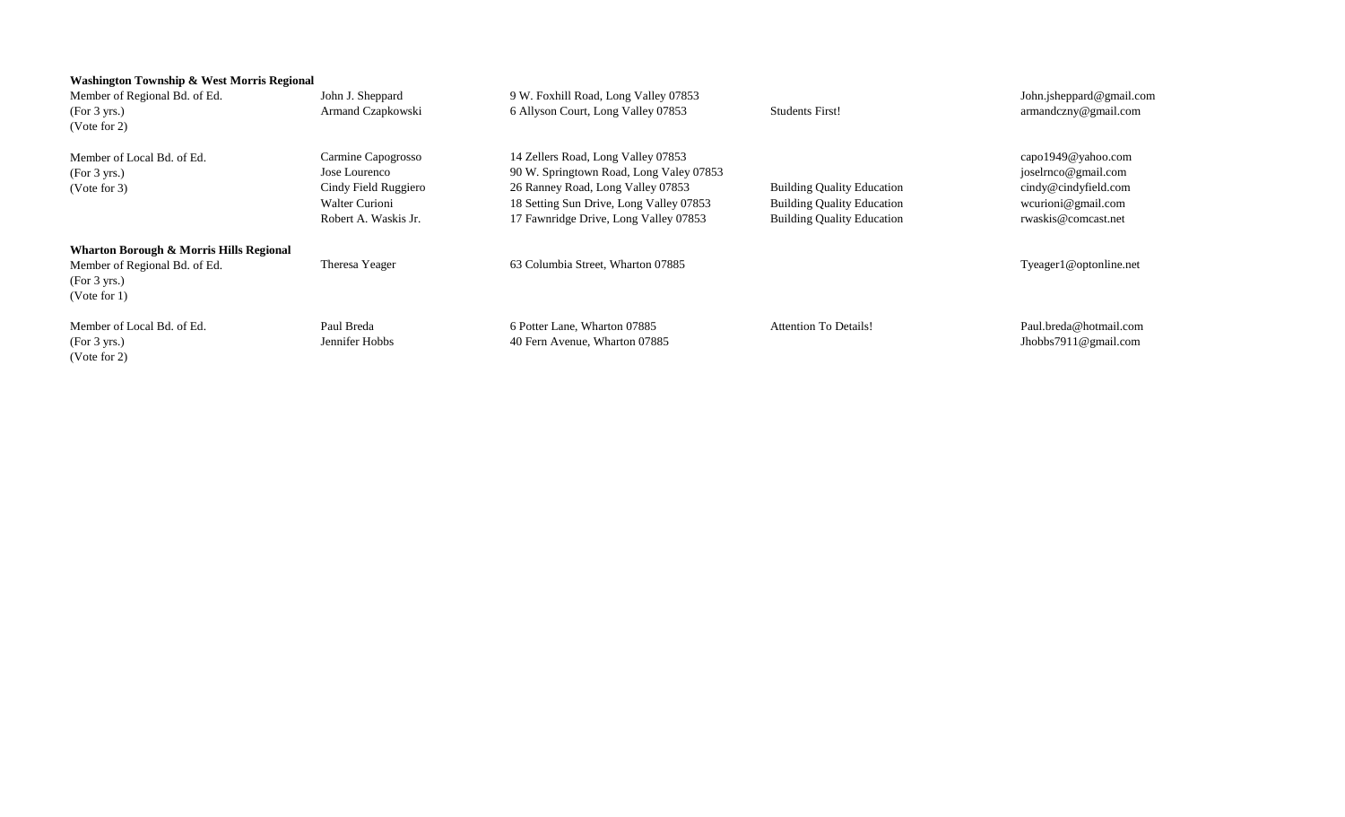| | | | | |
|---|---|---|---|---|
| **Washington Township & West Morris Regional** | | | | |
| Member of Regional Bd. of Ed. | John J. Sheppard | 9 W. Foxhill Road, Long Valley 07853 | | John.jsheppard@gmail.com |
| (For 3 yrs.) | Armand Czapkowski | 6 Allyson Court, Long Valley 07853 | Students First! | armandczny@gmail.com |
| (Vote for 2) | | | | |
| Member of Local Bd. of Ed. | Carmine Capogrosso | 14 Zellers Road, Long Valley 07853 | | capo1949@yahoo.com |
| (For 3 yrs.) | Jose Lourenco | 90 W. Springtown Road, Long Valey 07853 | | joselrnco@gmail.com |
| (Vote for 3) | Cindy Field Ruggiero | 26 Ranney Road, Long Valley 07853 | Building Quality Education | cindy@cindyfield.com |
| | Walter Curioni | 18 Setting Sun Drive, Long Valley 07853 | Building Quality Education | wcurioni@gmail.com |
| | Robert A. Waskis Jr. | 17 Fawnridge Drive, Long Valley 07853 | Building Quality Education | rwaskis@comcast.net |
| **Wharton Borough & Morris Hills Regional** | | | | |
| Member of Regional Bd. of Ed. | Theresa Yeager | 63 Columbia Street, Wharton 07885 | | Tyeager1@optonline.net |
| (For 3 yrs.) | | | | |
| (Vote for 1) | | | | |
| Member of Local Bd. of Ed. | Paul Breda | 6 Potter Lane, Wharton 07885 | Attention To Details! | Paul.breda@hotmail.com |
| (For 3 yrs.) | Jennifer Hobbs | 40 Fern Avenue, Wharton 07885 | | Jhobbs7911@gmail.com |
| (Vote for 2) | | | | |